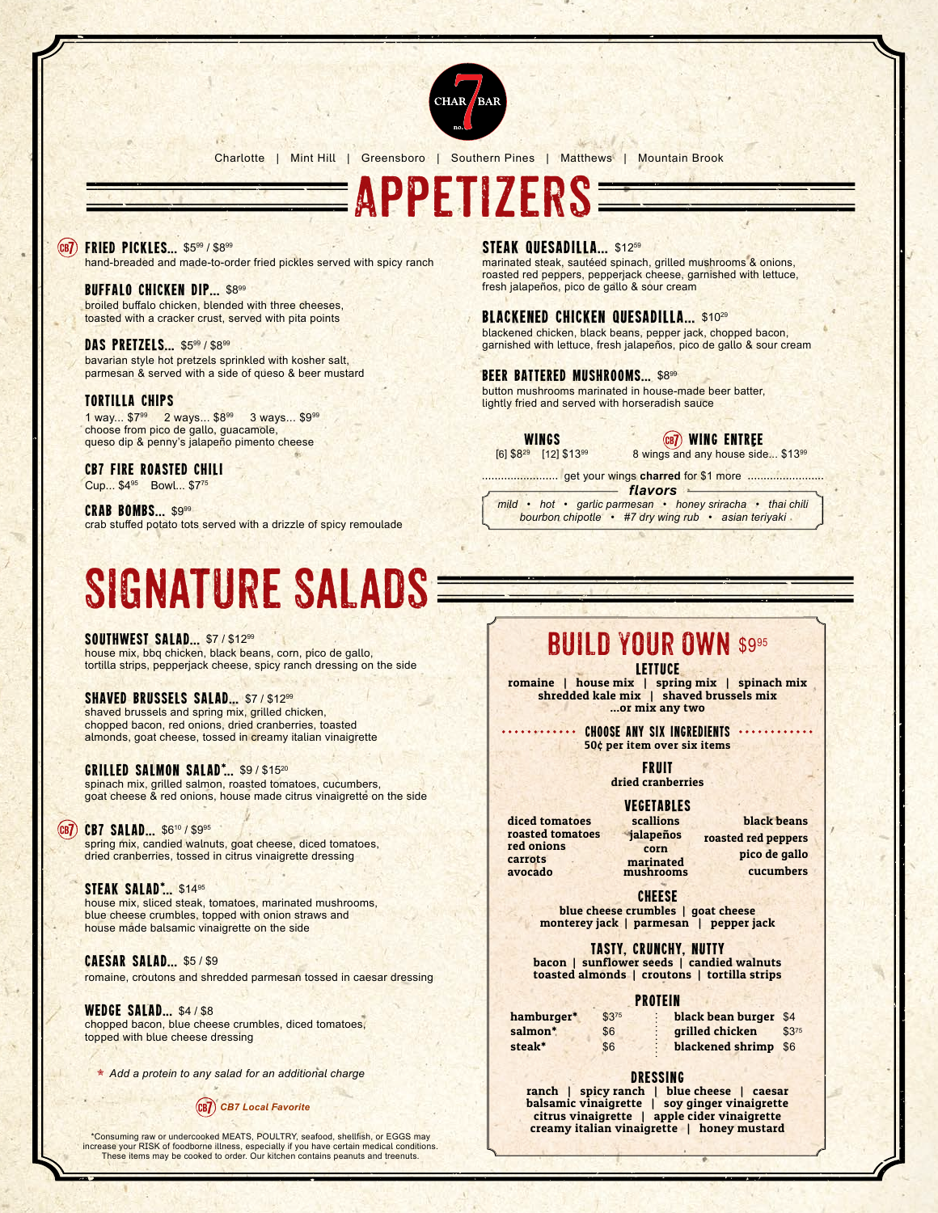CHAR 7 BAR no.

Charlotte | Mint Hill | Greensboro | Southern Pines | Matthews | Mountain Brook

# APPETIZERS

**CB7 FRIED PICKLES...** $5.99 / $8.99
hand-breaded and made-to-order fried pickles served with spicy ranch

**BUFFALO CHICKEN DIP...** $8.99
broiled buffalo chicken, blended with three cheeses, toasted with a cracker crust, served with pita points

**DAS PRETZELS...** $5.99 / $8.99
bavarian style hot pretzels sprinkled with kosher salt, parmesan & served with a side of queso & beer mustard

**TORTILLA CHIPS**
1 way... $7.99 2 ways... $8.99 3 ways... $9.99
choose from pico de gallo, guacamole, queso dip & penny's jalapeño pimento cheese

**CB7 FIRE ROASTED CHILI**
Cup... $4.95 Bowl... $7.75

**CRAB BOMBS...** $9.99
crab stuffed potato tots served with a drizzle of spicy remoulade

**STEAK QUESADILLA...** $12.59
marinated steak, sautéed spinach, grilled mushrooms & onions, roasted red peppers, pepperjack cheese, garnished with lettuce, fresh jalapeños, pico de gallo & sour cream

**BLACKENED CHICKEN QUESADILLA...** $10.29
blackened chicken, black beans, pepper jack, chopped bacon, garnished with lettuce, fresh jalapeños, pico de gallo & sour cream

**BEER BATTERED MUSHROOMS...** $8.99
button mushrooms marinated in house-made beer batter, lightly fried and served with horseradish sauce

**WINGS**
[6] $8.29 [12] $13.99

**CB7 WING ENTREE**
8 wings and any house side... $13.99

get your wings **charred** for $1 more

*flavors*
*mild • hot • garlic parmesan • honey sriracha • thai chili • bourbon chipotle • #7 dry wing rub • asian teriyaki*

# SIGNATURE SALADS

**SOUTHWEST SALAD...** $7 / $12.99
house mix, bbq chicken, black beans, corn, pico de gallo, tortilla strips, pepperjack cheese, spicy ranch dressing on the side

**SHAVED BRUSSELS SALAD...** $7 / $12.99
shaved brussels and spring mix, grilled chicken, chopped bacon, red onions, dried cranberries, toasted almonds, goat cheese, tossed in creamy italian vinaigrette

**GRILLED SALMON SALAD\*...** $9 / $15.20
spinach mix, grilled salmon, roasted tomatoes, cucumbers, goat cheese & red onions, house made citrus vinaigrette on the side

**CB7 CB7 SALAD...** $6.10 / $9.95
spring mix, candied walnuts, goat cheese, diced tomatoes, dried cranberries, tossed in citrus vinaigrette dressing

**STEAK SALAD\*...** $14.95
house mix, sliced steak, tomatoes, marinated mushrooms, blue cheese crumbles, topped with onion straws and house made balsamic vinaigrette on the side

**CAESAR SALAD...** $5 / $9
romaine, croutons and shredded parmesan tossed in caesar dressing

**WEDGE SALAD...** $4 / $8
chopped bacon, blue cheese crumbles, diced tomatoes, topped with blue cheese dressing

*\* Add a protein to any salad for an additional charge*

*CB7 CB7 Local Favorite*

## BUILD YOUR OWN $9.95

### LETTUCE
romaine | house mix | spring mix | spinach mix
shredded kale mix | shaved brussels mix
...or mix any two

### CHOOSE ANY SIX INGREDIENTS
50¢ per item over six items

### FRUIT
dried cranberries

### VEGETABLES
diced tomatoes, roasted tomatoes, red onions, carrots, avocado, scallions, jalapeños, corn, marinated mushrooms, black beans, roasted red peppers, pico de gallo, cucumbers

### CHEESE
blue cheese crumbles | goat cheese
monterey jack | parmesan | pepper jack

### TASTY, CRUNCHY, NUTTY
bacon | sunflower seeds | candied walnuts
toasted almonds | croutons | tortilla strips

### PROTEIN

| | | | |
|---|---|---|---|
| hamburger\* | $3.75 | black bean burger | $4 |
| salmon\* | $6 | grilled chicken | $3.75 |
| steak\* | $6 | blackened shrimp | $6 |

### DRESSING
ranch | spicy ranch | blue cheese | caesar
balsamic vinaigrette | soy ginger vinaigrette
citrus vinaigrette | apple cider vinaigrette
creamy italian vinaigrette | honey mustard

\*Consuming raw or undercooked MEATS, POULTRY, seafood, shellfish, or EGGS may increase your RISK of foodborne illness, especially if you have certain medical conditions. These items may be cooked to order. Our kitchen contains peanuts and treenuts.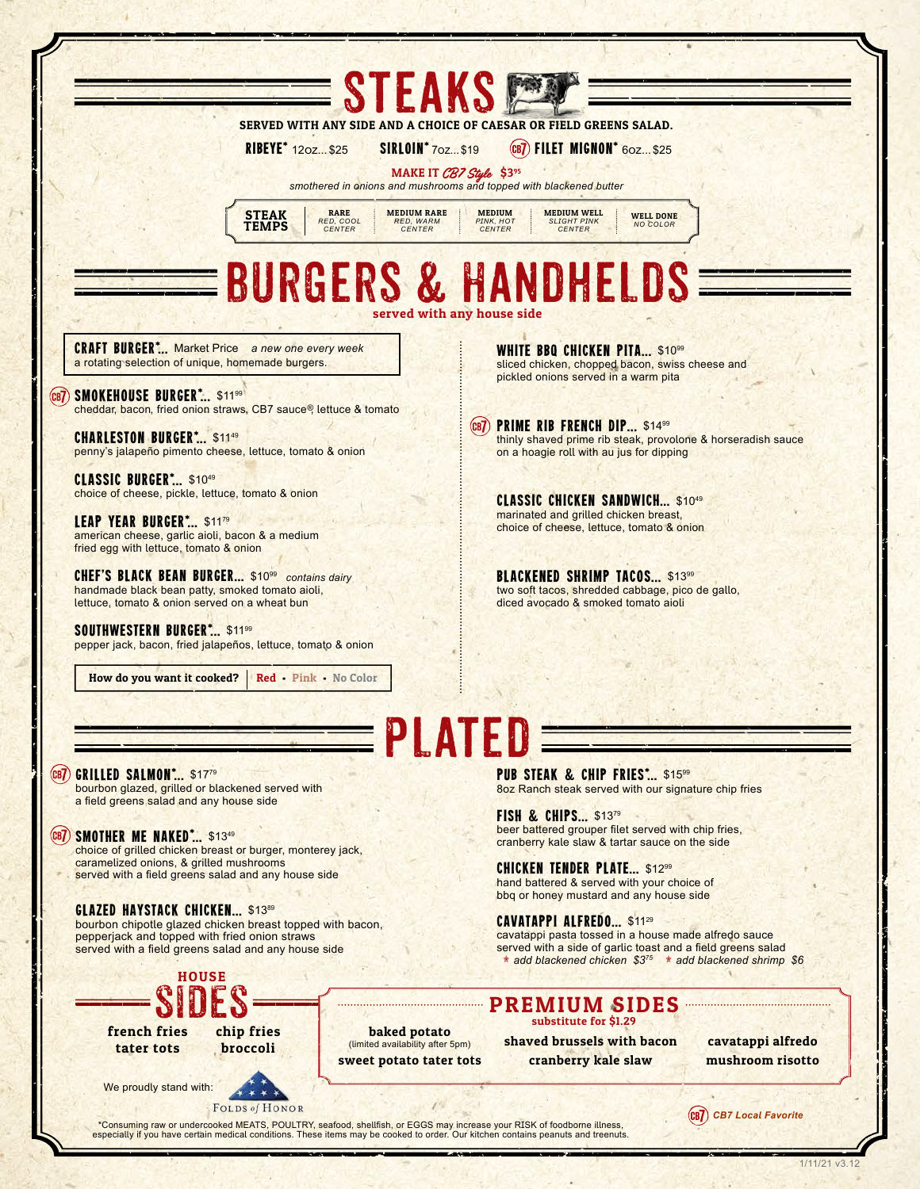# STEAKS

**SERVED WITH ANY SIDE AND A CHOICE OF CAESAR OR FIELD GREENS SALAD.**

**RIBEYE*** 12oz... $25  **SIRLOIN*** 7oz... $19  (CB7) **FILET MIGNON*** 6oz... $25

**MAKE IT *CB7 Style* $3.95**
*smothered in onions and mushrooms and topped with blackened butter*

| STEAK TEMPS | RARE | MEDIUM RARE | MEDIUM | MEDIUM WELL | WELL DONE |
|---|---|---|---|---|---|
| | RED, COOL CENTER | RED, WARM CENTER | PINK, HOT CENTER | SLIGHT PINK CENTER | NO COLOR |

# BURGERS & HANDHELDS

**served with any house side**

**CRAFT BURGER*...** Market Price *a new one every week*
a rotating selection of unique, homemade burgers.

(CB7) **SMOKEHOUSE BURGER*...** $11.99
cheddar, bacon, fried onion straws, CB7 sauce®, lettuce & tomato

**CHARLESTON BURGER*...** $11.49
penny's jalapeño pimento cheese, lettuce, tomato & onion

**CLASSIC BURGER*...** $10.49
choice of cheese, pickle, lettuce, tomato & onion

**LEAP YEAR BURGER*...** $11.79
american cheese, garlic aioli, bacon & a medium fried egg with lettuce, tomato & onion

**CHEF'S BLACK BEAN BURGER...** $10.99 *contains dairy*
handmade black bean patty, smoked tomato aioli, lettuce, tomato & onion served on a wheat bun

**SOUTHWESTERN BURGER*...** $11.99
pepper jack, bacon, fried jalapeños, lettuce, tomato & onion

**How do you want it cooked?** Red • Pink • No Color

**WHITE BBQ CHICKEN PITA...** $10.99
sliced chicken, chopped bacon, swiss cheese and pickled onions served in a warm pita

(CB7) **PRIME RIB FRENCH DIP...** $14.99
thinly shaved prime rib steak, provolone & horseradish sauce on a hoagie roll with au jus for dipping

**CLASSIC CHICKEN SANDWICH...** $10.49
marinated and grilled chicken breast, choice of cheese, lettuce, tomato & onion

**BLACKENED SHRIMP TACOS...** $13.99
two soft tacos, shredded cabbage, pico de gallo, diced avocado & smoked tomato aioli

# PLATED

(CB7) **GRILLED SALMON*...** $17.79
bourbon glazed, grilled or blackened served with a field greens salad and any house side

(CB7) **SMOTHER ME NAKED*...** $13.49
choice of grilled chicken breast or burger, monterey jack, caramelized onions, & grilled mushrooms served with a field greens salad and any house side

**GLAZED HAYSTACK CHICKEN...** $13.89
bourbon chipotle glazed chicken breast topped with bacon, pepperjack and topped with fried onion straws served with a field greens salad and any house side

**PUB STEAK & CHIP FRIES*...** $15.99
8oz Ranch steak served with our signature chip fries

**FISH & CHIPS...** $13.79
beer battered grouper filet served with chip fries, cranberry kale slaw & tartar sauce on the side

**CHICKEN TENDER PLATE...** $12.99
hand battered & served with your choice of bbq or honey mustard and any house side

**CAVATAPPI ALFREDO...** $11.29
cavatappi pasta tossed in a house made alfredo sauce served with a side of garlic toast and a field greens salad
* *add blackened chicken $3.75* * *add blackened shrimp $6*

## HOUSE SIDES

- french fries
- chip fries
- tater tots
- broccoli

## PREMIUM SIDES

**substitute for $1.29**

- baked potato (limited availability after 5pm)
- sweet potato tater tots
- shaved brussels with bacon
- cranberry kale slaw
- cavatappi alfredo
- mushroom risotto

We proudly stand with: FOLDS of HONOR

(CB7) *CB7 Local Favorite*

*Consuming raw or undercooked MEATS, POULTRY, seafood, shellfish, or EGGS may increase your RISK of foodborne illness, especially if you have certain medical conditions. These items may be cooked to order. Our kitchen contains peanuts and treenuts.

1/11/21 v3.12